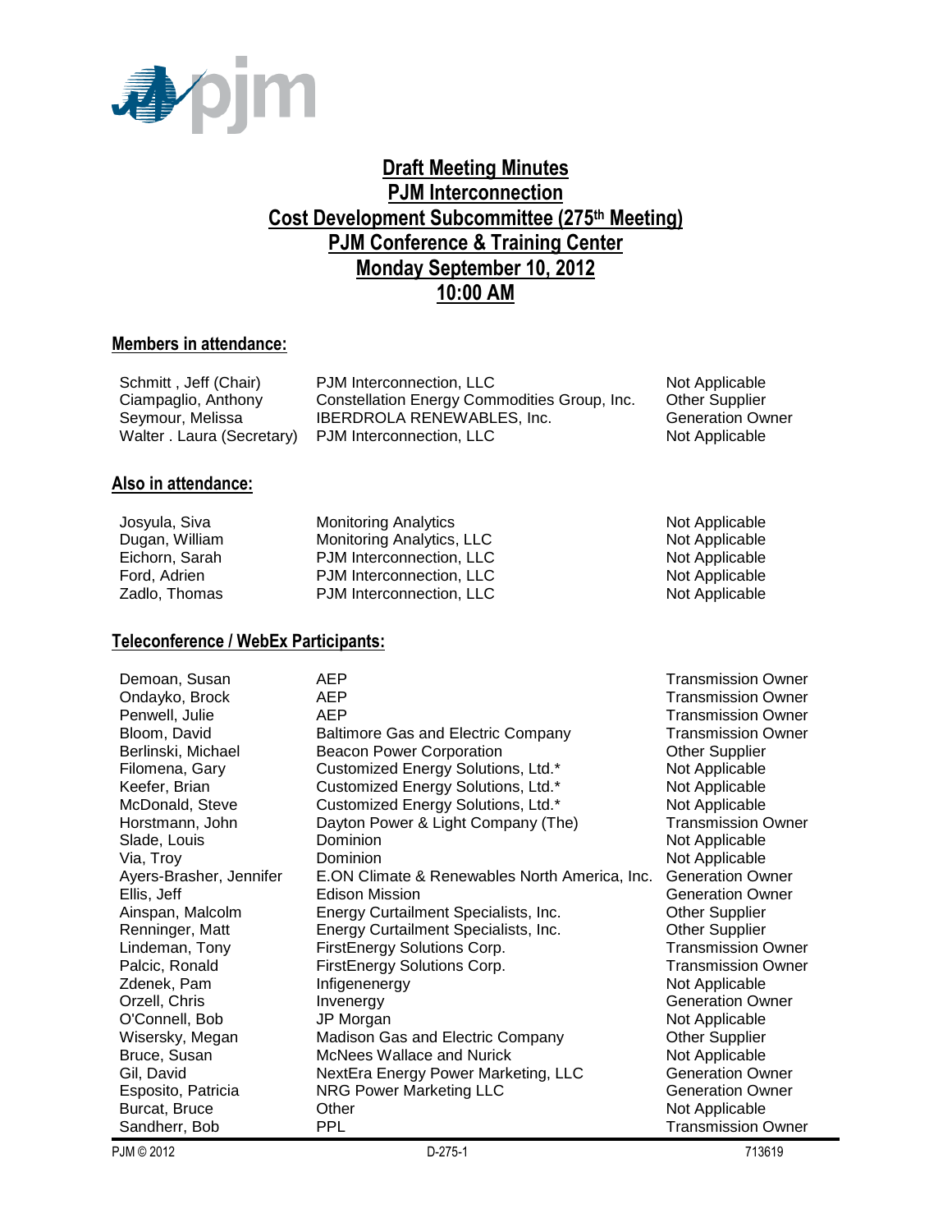# Draft Meeting Minutes
# PJM Interconnection
# Cost Development Subcommittee (275th Meeting)
# PJM Conference & Training Center
# Monday September 10, 2012
# 10:00 AM

## Members in attendance:

| | | |
|---|---|---|
| Schmitt , Jeff (Chair) | PJM Interconnection, LLC | Not Applicable |
| Ciampaglio, Anthony | Constellation Energy Commodities Group, Inc. | Other Supplier |
| Seymour, Melissa | IBERDROLA RENEWABLES, Inc. | Generation Owner |
| Walter . Laura (Secretary) | PJM Interconnection, LLC | Not Applicable |

## Also in attendance:

| | | |
|---|---|---|
| Josyula, Siva | Monitoring Analytics | Not Applicable |
| Dugan, William | Monitoring Analytics, LLC | Not Applicable |
| Eichorn, Sarah | PJM Interconnection, LLC | Not Applicable |
| Ford, Adrien | PJM Interconnection, LLC | Not Applicable |
| Zadlo, Thomas | PJM Interconnection, LLC | Not Applicable |

## Teleconference / WebEx Participants:

| | | |
|---|---|---|
| Demoan, Susan | AEP | Transmission Owner |
| Ondayko, Brock | AEP | Transmission Owner |
| Penwell, Julie | AEP | Transmission Owner |
| Bloom, David | Baltimore Gas and Electric Company | Transmission Owner |
| Berlinski, Michael | Beacon Power Corporation | Other Supplier |
| Filomena, Gary | Customized Energy Solutions, Ltd.* | Not Applicable |
| Keefer, Brian | Customized Energy Solutions, Ltd.* | Not Applicable |
| McDonald, Steve | Customized Energy Solutions, Ltd.* | Not Applicable |
| Horstmann, John | Dayton Power & Light Company (The) | Transmission Owner |
| Slade, Louis | Dominion | Not Applicable |
| Via, Troy | Dominion | Not Applicable |
| Ayers-Brasher, Jennifer | E.ON Climate & Renewables North America, Inc. | Generation Owner |
| Ellis, Jeff | Edison Mission | Generation Owner |
| Ainspan, Malcolm | Energy Curtailment Specialists, Inc. | Other Supplier |
| Renninger, Matt | Energy Curtailment Specialists, Inc. | Other Supplier |
| Lindeman, Tony | FirstEnergy Solutions Corp. | Transmission Owner |
| Palcic, Ronald | FirstEnergy Solutions Corp. | Transmission Owner |
| Zdenek, Pam | Infigenenergy | Not Applicable |
| Orzell, Chris | Invenergy | Generation Owner |
| O'Connell, Bob | JP Morgan | Not Applicable |
| Wisersky, Megan | Madison Gas and Electric Company | Other Supplier |
| Bruce, Susan | McNees Wallace and Nurick | Not Applicable |
| Gil, David | NextEra Energy Power Marketing, LLC | Generation Owner |
| Esposito, Patricia | NRG Power Marketing LLC | Generation Owner |
| Burcat, Bruce | Other | Not Applicable |
| Sandherr, Bob | PPL | Transmission Owner |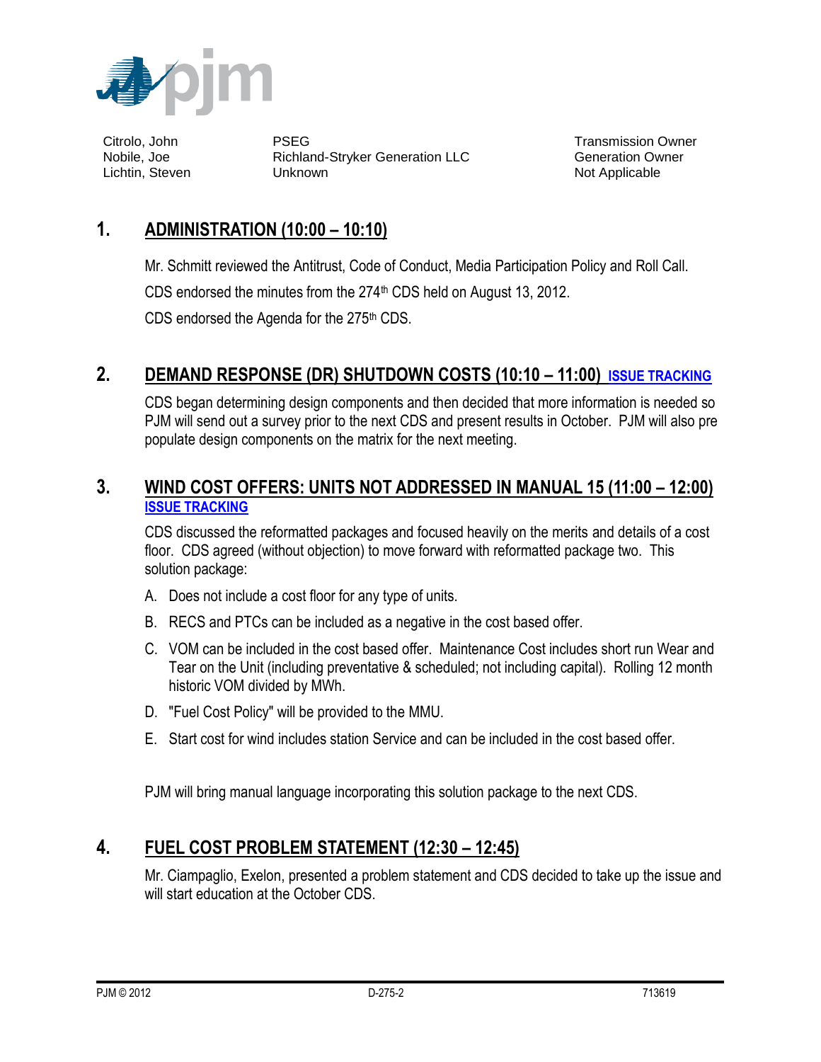| | | |
|---|---|---|
| Citrolo, John | PSEG | Transmission Owner |
| Nobile, Joe | Richland-Stryker Generation LLC | Generation Owner |
| Lichtin, Steven | Unknown | Not Applicable |

## 1. ADMINISTRATION (10:00 – 10:10)

Mr. Schmitt reviewed the Antitrust, Code of Conduct, Media Participation Policy and Roll Call.

CDS endorsed the minutes from the 274th CDS held on August 13, 2012.

CDS endorsed the Agenda for the 275th CDS.

## 2. DEMAND RESPONSE (DR) SHUTDOWN COSTS (10:10 – 11:00) ISSUE TRACKING

CDS began determining design components and then decided that more information is needed so PJM will send out a survey prior to the next CDS and present results in October. PJM will also pre populate design components on the matrix for the next meeting.

## 3. WIND COST OFFERS: UNITS NOT ADDRESSED IN MANUAL 15 (11:00 – 12:00) ISSUE TRACKING

CDS discussed the reformatted packages and focused heavily on the merits and details of a cost floor. CDS agreed (without objection) to move forward with reformatted package two. This solution package:

A. Does not include a cost floor for any type of units.

B. RECS and PTCs can be included as a negative in the cost based offer.

C. VOM can be included in the cost based offer. Maintenance Cost includes short run Wear and Tear on the Unit (including preventative & scheduled; not including capital). Rolling 12 month historic VOM divided by MWh.

D. "Fuel Cost Policy" will be provided to the MMU.

E. Start cost for wind includes station Service and can be included in the cost based offer.

PJM will bring manual language incorporating this solution package to the next CDS.

## 4. FUEL COST PROBLEM STATEMENT (12:30 – 12:45)

Mr. Ciampaglio, Exelon, presented a problem statement and CDS decided to take up the issue and will start education at the October CDS.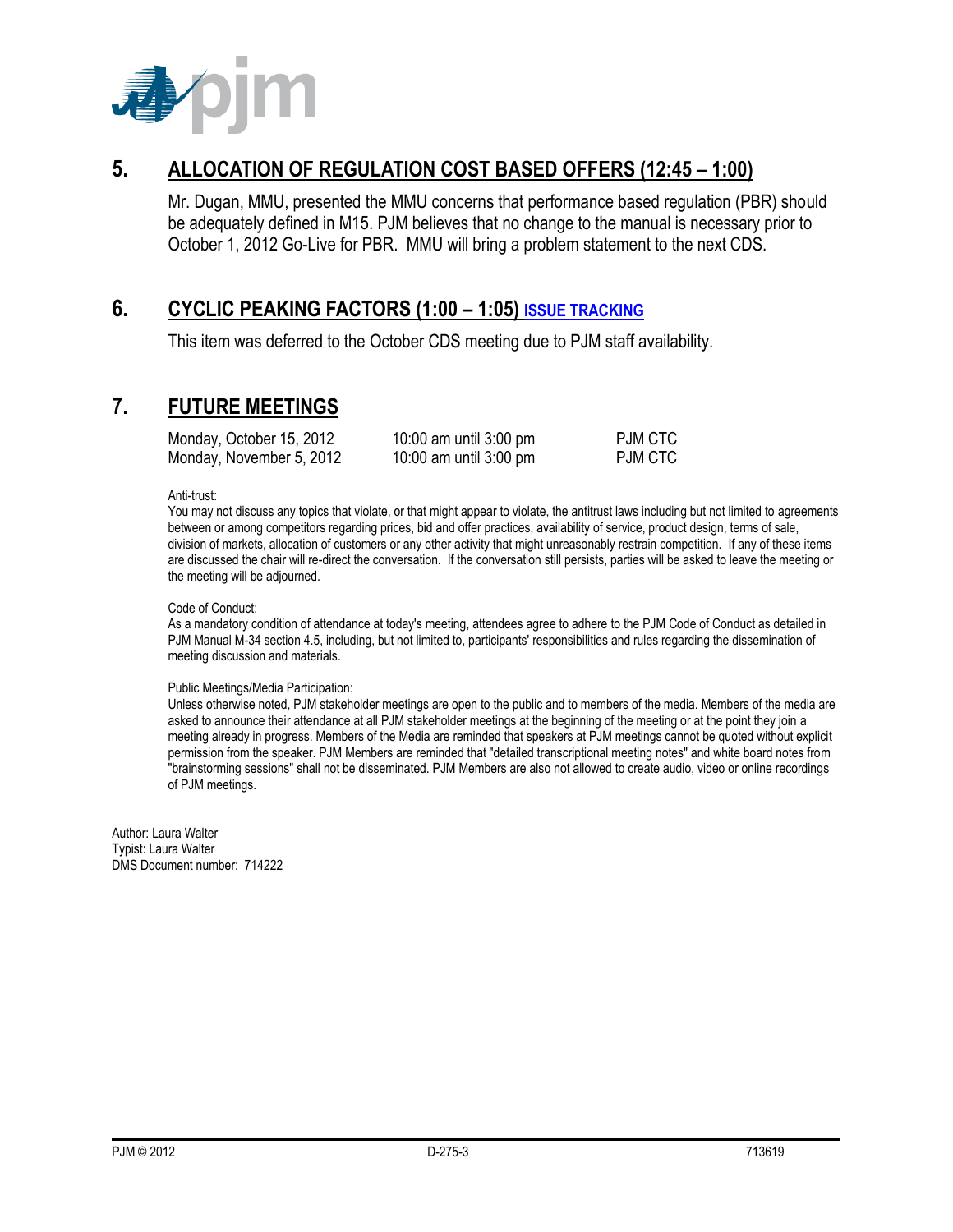## 5. ALLOCATION OF REGULATION COST BASED OFFERS (12:45 – 1:00)

Mr. Dugan, MMU, presented the MMU concerns that performance based regulation (PBR) should be adequately defined in M15. PJM believes that no change to the manual is necessary prior to October 1, 2012 Go-Live for PBR. MMU will bring a problem statement to the next CDS.

## 6. CYCLIC PEAKING FACTORS (1:00 – 1:05) ISSUE TRACKING

This item was deferred to the October CDS meeting due to PJM staff availability.

## 7. FUTURE MEETINGS

| | | |
|---|---|---|
| Monday, October 15, 2012 | 10:00 am until 3:00 pm | PJM CTC |
| Monday, November 5, 2012 | 10:00 am until 3:00 pm | PJM CTC |

Anti-trust:
You may not discuss any topics that violate, or that might appear to violate, the antitrust laws including but not limited to agreements between or among competitors regarding prices, bid and offer practices, availability of service, product design, terms of sale, division of markets, allocation of customers or any other activity that might unreasonably restrain competition. If any of these items are discussed the chair will re-direct the conversation. If the conversation still persists, parties will be asked to leave the meeting or the meeting will be adjourned.

Code of Conduct:
As a mandatory condition of attendance at today's meeting, attendees agree to adhere to the PJM Code of Conduct as detailed in PJM Manual M-34 section 4.5, including, but not limited to, participants' responsibilities and rules regarding the dissemination of meeting discussion and materials.

Public Meetings/Media Participation:
Unless otherwise noted, PJM stakeholder meetings are open to the public and to members of the media. Members of the media are asked to announce their attendance at all PJM stakeholder meetings at the beginning of the meeting or at the point they join a meeting already in progress. Members of the Media are reminded that speakers at PJM meetings cannot be quoted without explicit permission from the speaker. PJM Members are reminded that "detailed transcriptional meeting notes" and white board notes from "brainstorming sessions" shall not be disseminated. PJM Members are also not allowed to create audio, video or online recordings of PJM meetings.

Author: Laura Walter
Typist: Laura Walter
DMS Document number: 714222